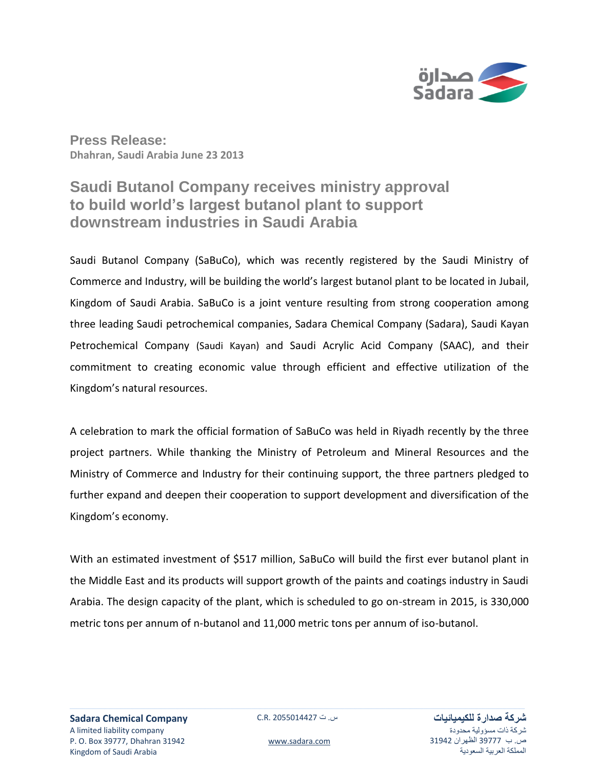**Press Release:**
**Dhahran, Saudi Arabia June 23 2013**

# Saudi Butanol Company receives ministry approval to build world's largest butanol plant to support downstream industries in Saudi Arabia

Saudi Butanol Company (SaBuCo), which was recently registered by the Saudi Ministry of Commerce and Industry, will be building the world's largest butanol plant to be located in Jubail, Kingdom of Saudi Arabia. SaBuCo is a joint venture resulting from strong cooperation among three leading Saudi petrochemical companies, Sadara Chemical Company (Sadara), Saudi Kayan Petrochemical Company (Saudi Kayan) and Saudi Acrylic Acid Company (SAAC), and their commitment to creating economic value through efficient and effective utilization of the Kingdom's natural resources.

A celebration to mark the official formation of SaBuCo was held in Riyadh recently by the three project partners. While thanking the Ministry of Petroleum and Mineral Resources and the Ministry of Commerce and Industry for their continuing support, the three partners pledged to further expand and deepen their cooperation to support development and diversification of the Kingdom's economy.

With an estimated investment of $517 million, SaBuCo will build the first ever butanol plant in the Middle East and its products will support growth of the paints and coatings industry in Saudi Arabia. The design capacity of the plant, which is scheduled to go on-stream in 2015, is 330,000 metric tons per annum of n-butanol and 11,000 metric tons per annum of iso-butanol.

**Sadara Chemical Company**
A limited liability company
P. O. Box 39777, Dhahran 31942
Kingdom of Saudi Arabia

C.R. 2055014427 س. ت

www.sadara.com

**شركة صدارة للكيميائيات**
شركة ذات مسؤولية محدودة
ص. ب 39777 الظهران 31942
المملكة العربية السعودية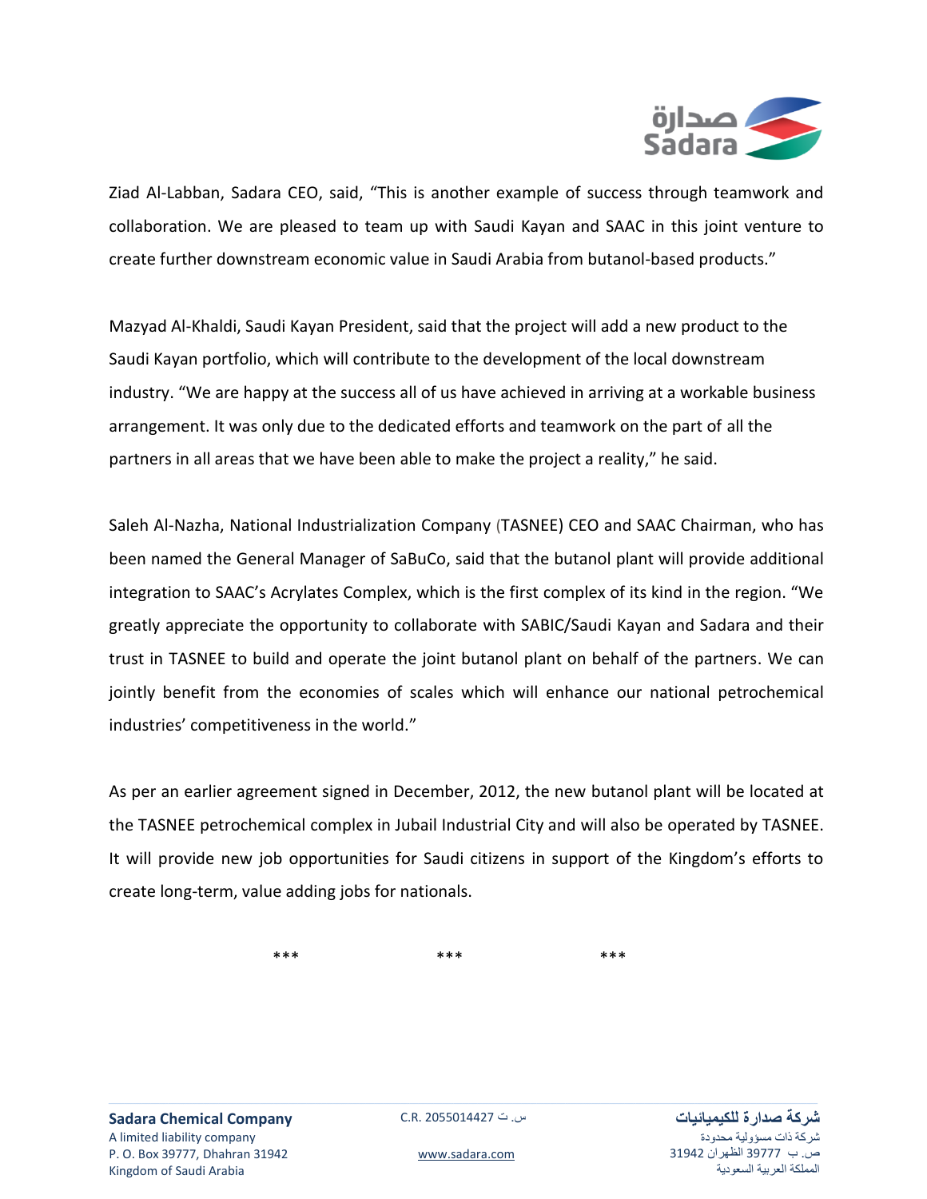Ziad Al-Labban, Sadara CEO, said, "This is another example of success through teamwork and collaboration. We are pleased to team up with Saudi Kayan and SAAC in this joint venture to create further downstream economic value in Saudi Arabia from butanol-based products."

Mazyad Al-Khaldi, Saudi Kayan President, said that the project will add a new product to the Saudi Kayan portfolio, which will contribute to the development of the local downstream industry. "We are happy at the success all of us have achieved in arriving at a workable business arrangement. It was only due to the dedicated efforts and teamwork on the part of all the partners in all areas that we have been able to make the project a reality," he said.

Saleh Al-Nazha, National Industrialization Company (TASNEE) CEO and SAAC Chairman, who has been named the General Manager of SaBuCo, said that the butanol plant will provide additional integration to SAAC's Acrylates Complex, which is the first complex of its kind in the region. "We greatly appreciate the opportunity to collaborate with SABIC/Saudi Kayan and Sadara and their trust in TASNEE to build and operate the joint butanol plant on behalf of the partners. We can jointly benefit from the economies of scales which will enhance our national petrochemical industries' competitiveness in the world."

As per an earlier agreement signed in December, 2012, the new butanol plant will be located at the TASNEE petrochemical complex in Jubail Industrial City and will also be operated by TASNEE. It will provide new job opportunities for Saudi citizens in support of the Kingdom's efforts to create long-term, value adding jobs for nationals.

\*\*\* \*\*\* \*\*\*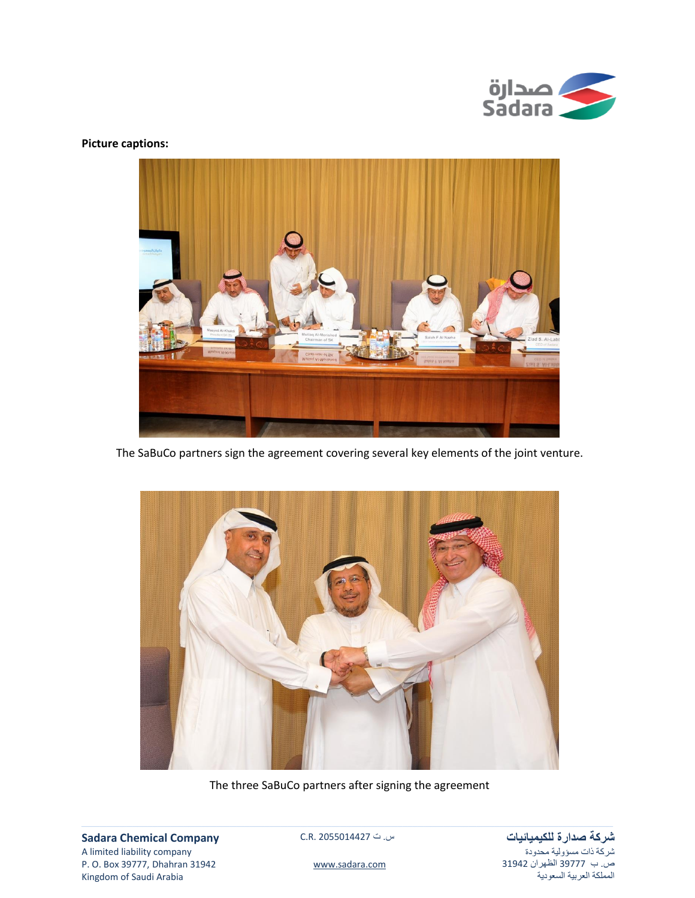**Picture captions:**

The SaBuCo partners sign the agreement covering several key elements of the joint venture.

The three SaBuCo partners after signing the agreement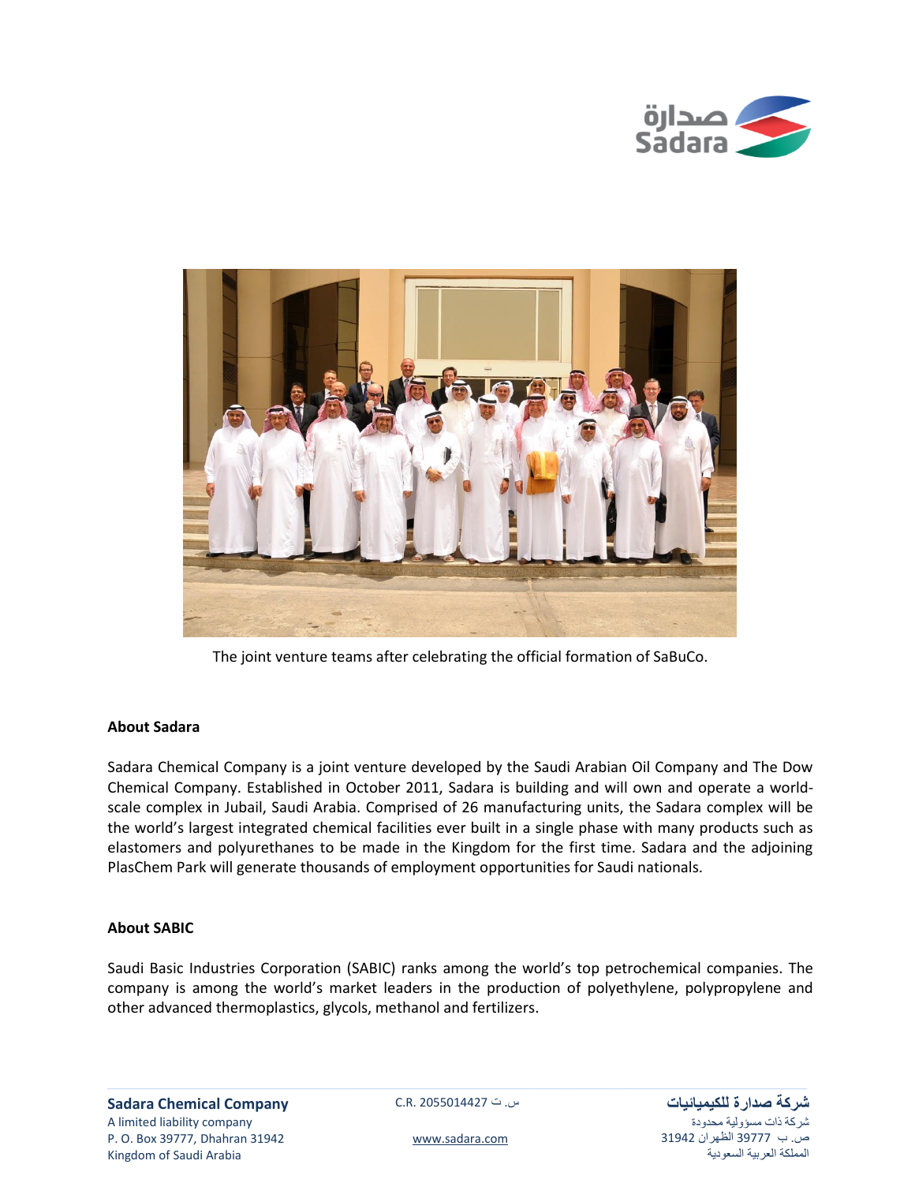The joint venture teams after celebrating the official formation of SaBuCo.

**About Sadara**

Sadara Chemical Company is a joint venture developed by the Saudi Arabian Oil Company and The Dow Chemical Company. Established in October 2011, Sadara is building and will own and operate a world-scale complex in Jubail, Saudi Arabia. Comprised of 26 manufacturing units, the Sadara complex will be the world's largest integrated chemical facilities ever built in a single phase with many products such as elastomers and polyurethanes to be made in the Kingdom for the first time. Sadara and the adjoining PlasChem Park will generate thousands of employment opportunities for Saudi nationals.

**About SABIC**

Saudi Basic Industries Corporation (SABIC) ranks among the world's top petrochemical companies. The company is among the world's market leaders in the production of polyethylene, polypropylene and other advanced thermoplastics, glycols, methanol and fertilizers.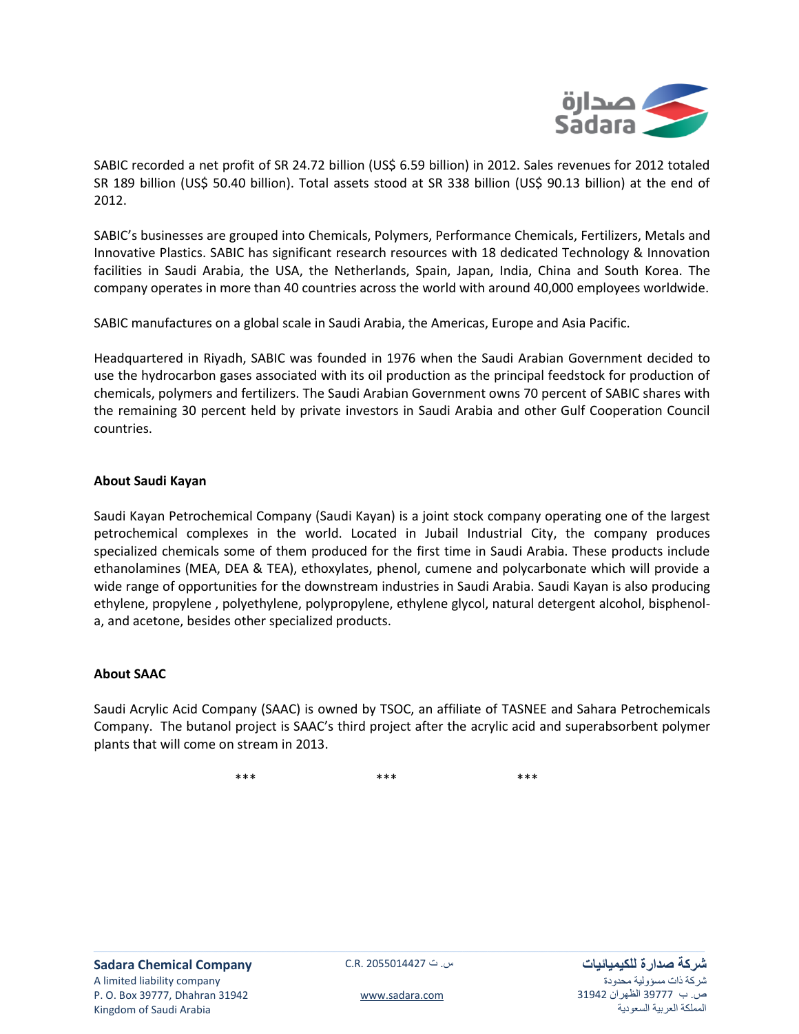SABIC recorded a net profit of SR 24.72 billion (US$ 6.59 billion) in 2012. Sales revenues for 2012 totaled SR 189 billion (US$ 50.40 billion). Total assets stood at SR 338 billion (US$ 90.13 billion) at the end of 2012.

SABIC's businesses are grouped into Chemicals, Polymers, Performance Chemicals, Fertilizers, Metals and Innovative Plastics. SABIC has significant research resources with 18 dedicated Technology & Innovation facilities in Saudi Arabia, the USA, the Netherlands, Spain, Japan, India, China and South Korea. The company operates in more than 40 countries across the world with around 40,000 employees worldwide.

SABIC manufactures on a global scale in Saudi Arabia, the Americas, Europe and Asia Pacific.

Headquartered in Riyadh, SABIC was founded in 1976 when the Saudi Arabian Government decided to use the hydrocarbon gases associated with its oil production as the principal feedstock for production of chemicals, polymers and fertilizers. The Saudi Arabian Government owns 70 percent of SABIC shares with the remaining 30 percent held by private investors in Saudi Arabia and other Gulf Cooperation Council countries.

**About Saudi Kayan**

Saudi Kayan Petrochemical Company (Saudi Kayan) is a joint stock company operating one of the largest petrochemical complexes in the world. Located in Jubail Industrial City, the company produces specialized chemicals some of them produced for the first time in Saudi Arabia. These products include ethanolamines (MEA, DEA & TEA), ethoxylates, phenol, cumene and polycarbonate which will provide a wide range of opportunities for the downstream industries in Saudi Arabia. Saudi Kayan is also producing ethylene, propylene , polyethylene, polypropylene, ethylene glycol, natural detergent alcohol, bisphenol-a, and acetone, besides other specialized products.

**About SAAC**

Saudi Acrylic Acid Company (SAAC) is owned by TSOC, an affiliate of TASNEE and Sahara Petrochemicals Company. The butanol project is SAAC's third project after the acrylic acid and superabsorbent polymer plants that will come on stream in 2013.

\*\*\*        \*\*\*        \*\*\*